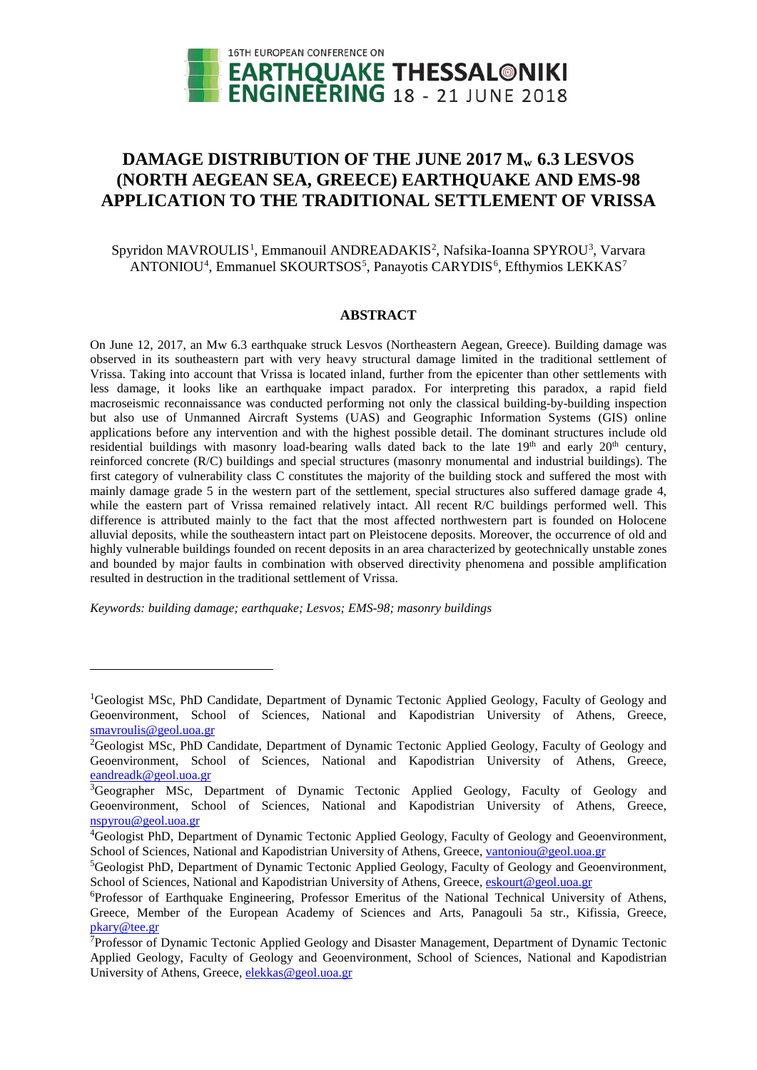# DAMAGE DISTRIBUTION OF THE JUNE 2017 $M_w$ 6.3 LESVOS (NORTH AEGEAN SEA, GREECE) EARTHQUAKE AND EMS-98 APPLICATION TO THE TRADITIONAL SETTLEMENT OF VRISSA

Spyridon MAVROULIS[1], Emmanouil ANDREADAKIS[2], Nafsika-Ioanna SPYROU[3], Varvara ANTONIOU[4], Emmanuel SKOURTSOS[5], Panayotis CARYDIS[6], Efthymios LEKKAS[7]

## ABSTRACT

On June 12, 2017, an Mw 6.3 earthquake struck Lesvos (Northeastern Aegean, Greece). Building damage was observed in its southeastern part with very heavy structural damage limited in the traditional settlement of Vrissa. Taking into account that Vrissa is located inland, further from the epicenter than other settlements with less damage, it looks like an earthquake impact paradox. For interpreting this paradox, a rapid field macroseismic reconnaissance was conducted performing not only the classical building-by-building inspection but also use of Unmanned Aircraft Systems (UAS) and Geographic Information Systems (GIS) online applications before any intervention and with the highest possible detail. The dominant structures include old residential buildings with masonry load-bearing walls dated back to the late 19th and early 20th century, reinforced concrete (R/C) buildings and special structures (masonry monumental and industrial buildings). The first category of vulnerability class C constitutes the majority of the building stock and suffered the most with mainly damage grade 5 in the western part of the settlement, special structures also suffered damage grade 4, while the eastern part of Vrissa remained relatively intact. All recent R/C buildings performed well. This difference is attributed mainly to the fact that the most affected northwestern part is founded on Holocene alluvial deposits, while the southeastern intact part on Pleistocene deposits. Moreover, the occurrence of old and highly vulnerable buildings founded on recent deposits in an area characterized by geotechnically unstable zones and bounded by major faults in combination with observed directivity phenomena and possible amplification resulted in destruction in the traditional settlement of Vrissa.

*Keywords: building damage; earthquake; Lesvos; EMS-98; masonry buildings*

---

[1]Geologist MSc, PhD Candidate, Department of Dynamic Tectonic Applied Geology, Faculty of Geology and Geoenvironment, School of Sciences, National and Kapodistrian University of Athens, Greece, smavroulis@geol.uoa.gr

[2]Geologist MSc, PhD Candidate, Department of Dynamic Tectonic Applied Geology, Faculty of Geology and Geoenvironment, School of Sciences, National and Kapodistrian University of Athens, Greece, eandreadk@geol.uoa.gr

[3]Geographer MSc, Department of Dynamic Tectonic Applied Geology, Faculty of Geology and Geoenvironment, School of Sciences, National and Kapodistrian University of Athens, Greece, nspyrou@geol.uoa.gr

[4]Geologist PhD, Department of Dynamic Tectonic Applied Geology, Faculty of Geology and Geoenvironment, School of Sciences, National and Kapodistrian University of Athens, Greece, vantoniou@geol.uoa.gr

[5]Geologist PhD, Department of Dynamic Tectonic Applied Geology, Faculty of Geology and Geoenvironment, School of Sciences, National and Kapodistrian University of Athens, Greece, eskourt@geol.uoa.gr

[6]Professor of Earthquake Engineering, Professor Emeritus of the National Technical University of Athens, Greece, Member of the European Academy of Sciences and Arts, Panagouli 5a str., Kifissia, Greece, pkary@tee.gr

[7]Professor of Dynamic Tectonic Applied Geology and Disaster Management, Department of Dynamic Tectonic Applied Geology, Faculty of Geology and Geoenvironment, School of Sciences, National and Kapodistrian University of Athens, Greece, elekkas@geol.uoa.gr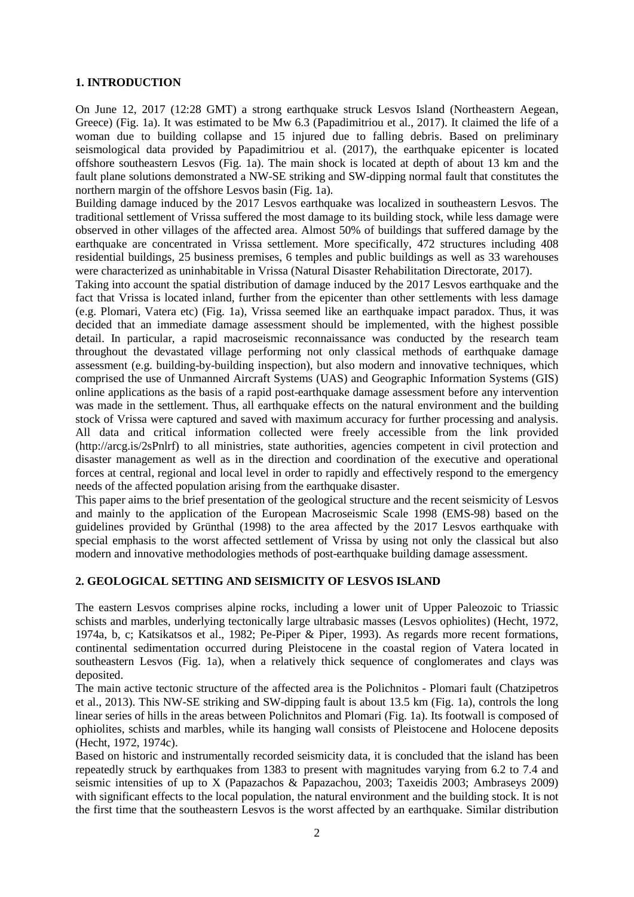## 1. INTRODUCTION

On June 12, 2017 (12:28 GMT) a strong earthquake struck Lesvos Island (Northeastern Aegean, Greece) (Fig. 1a). It was estimated to be Mw 6.3 (Papadimitriou et al., 2017). It claimed the life of a woman due to building collapse and 15 injured due to falling debris. Based on preliminary seismological data provided by Papadimitriou et al. (2017), the earthquake epicenter is located offshore southeastern Lesvos (Fig. 1a). The main shock is located at depth of about 13 km and the fault plane solutions demonstrated a NW-SE striking and SW-dipping normal fault that constitutes the northern margin of the offshore Lesvos basin (Fig. 1a).

Building damage induced by the 2017 Lesvos earthquake was localized in southeastern Lesvos. The traditional settlement of Vrissa suffered the most damage to its building stock, while less damage were observed in other villages of the affected area. Almost 50% of buildings that suffered damage by the earthquake are concentrated in Vrissa settlement. More specifically, 472 structures including 408 residential buildings, 25 business premises, 6 temples and public buildings as well as 33 warehouses were characterized as uninhabitable in Vrissa (Natural Disaster Rehabilitation Directorate, 2017).

Taking into account the spatial distribution of damage induced by the 2017 Lesvos earthquake and the fact that Vrissa is located inland, further from the epicenter than other settlements with less damage (e.g. Plomari, Vatera etc) (Fig. 1a), Vrissa seemed like an earthquake impact paradox. Thus, it was decided that an immediate damage assessment should be implemented, with the highest possible detail. In particular, a rapid macroseismic reconnaissance was conducted by the research team throughout the devastated village performing not only classical methods of earthquake damage assessment (e.g. building-by-building inspection), but also modern and innovative techniques, which comprised the use of Unmanned Aircraft Systems (UAS) and Geographic Information Systems (GIS) online applications as the basis of a rapid post-earthquake damage assessment before any intervention was made in the settlement. Thus, all earthquake effects on the natural environment and the building stock of Vrissa were captured and saved with maximum accuracy for further processing and analysis. All data and critical information collected were freely accessible from the link provided (http://arcg.is/2sPnlrf) to all ministries, state authorities, agencies competent in civil protection and disaster management as well as in the direction and coordination of the executive and operational forces at central, regional and local level in order to rapidly and effectively respond to the emergency needs of the affected population arising from the earthquake disaster.

This paper aims to the brief presentation of the geological structure and the recent seismicity of Lesvos and mainly to the application of the European Macroseismic Scale 1998 (EMS-98) based on the guidelines provided by Grünthal (1998) to the area affected by the 2017 Lesvos earthquake with special emphasis to the worst affected settlement of Vrissa by using not only the classical but also modern and innovative methodologies methods of post-earthquake building damage assessment.

## 2. GEOLOGICAL SETTING AND SEISMICITY OF LESVOS ISLAND

The eastern Lesvos comprises alpine rocks, including a lower unit of Upper Paleozoic to Triassic schists and marbles, underlying tectonically large ultrabasic masses (Lesvos ophiolites) (Hecht, 1972, 1974a, b, c; Katsikatsos et al., 1982; Pe-Piper & Piper, 1993). As regards more recent formations, continental sedimentation occurred during Pleistocene in the coastal region of Vatera located in southeastern Lesvos (Fig. 1a), when a relatively thick sequence of conglomerates and clays was deposited.

The main active tectonic structure of the affected area is the Polichnitos - Plomari fault (Chatzipetros et al., 2013). This NW-SE striking and SW-dipping fault is about 13.5 km (Fig. 1a), controls the long linear series of hills in the areas between Polichnitos and Plomari (Fig. 1a). Its footwall is composed of ophiolites, schists and marbles, while its hanging wall consists of Pleistocene and Holocene deposits (Hecht, 1972, 1974c).

Based on historic and instrumentally recorded seismicity data, it is concluded that the island has been repeatedly struck by earthquakes from 1383 to present with magnitudes varying from 6.2 to 7.4 and seismic intensities of up to X (Papazachos & Papazachou, 2003; Taxeidis 2003; Ambraseys 2009) with significant effects to the local population, the natural environment and the building stock. It is not the first time that the southeastern Lesvos is the worst affected by an earthquake. Similar distribution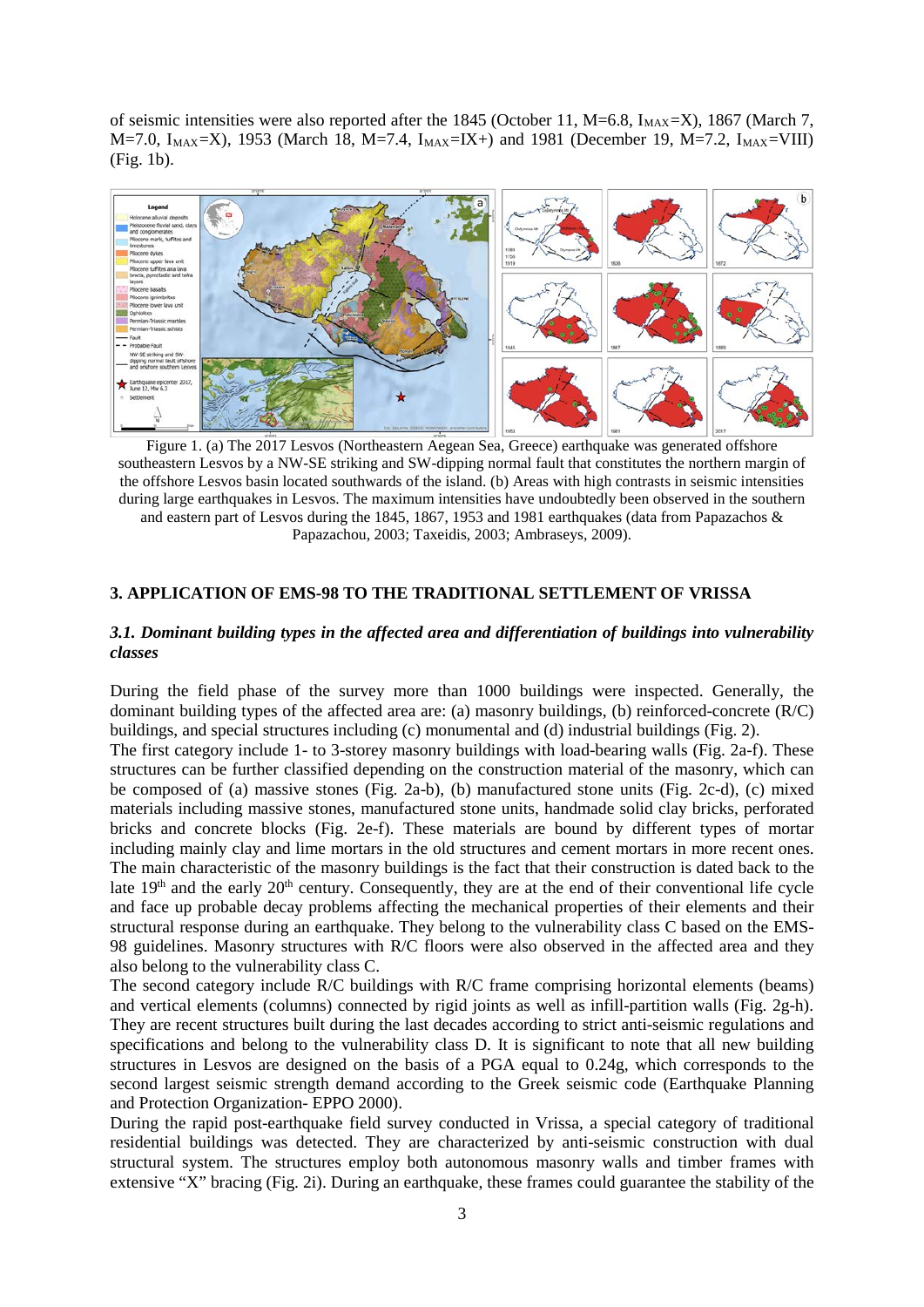of seismic intensities were also reported after the 1845 (October 11, M=6.8, $I_{MAX}$=X), 1867 (March 7, M=7.0, $I_{MAX}$=X), 1953 (March 18, M=7.4, $I_{MAX}$=IX+) and 1981 (December 19, M=7.2, $I_{MAX}$=VIII) (Fig. 1b).

Figure 1. (a) The 2017 Lesvos (Northeastern Aegean Sea, Greece) earthquake was generated offshore southeastern Lesvos by a NW-SE striking and SW-dipping normal fault that constitutes the northern margin of the offshore Lesvos basin located southwards of the island. (b) Areas with high contrasts in seismic intensities during large earthquakes in Lesvos. The maximum intensities have undoubtedly been observed in the southern and eastern part of Lesvos during the 1845, 1867, 1953 and 1981 earthquakes (data from Papazachos & Papazachou, 2003; Taxeidis, 2003; Ambraseys, 2009).

## 3. APPLICATION OF EMS-98 TO THE TRADITIONAL SETTLEMENT OF VRISSA

### *3.1. Dominant building types in the affected area and differentiation of buildings into vulnerability classes*

During the field phase of the survey more than 1000 buildings were inspected. Generally, the dominant building types of the affected area are: (a) masonry buildings, (b) reinforced-concrete (R/C) buildings, and special structures including (c) monumental and (d) industrial buildings (Fig. 2).

The first category include 1- to 3-storey masonry buildings with load-bearing walls (Fig. 2a-f). These structures can be further classified depending on the construction material of the masonry, which can be composed of (a) massive stones (Fig. 2a-b), (b) manufactured stone units (Fig. 2c-d), (c) mixed materials including massive stones, manufactured stone units, handmade solid clay bricks, perforated bricks and concrete blocks (Fig. 2e-f). These materials are bound by different types of mortar including mainly clay and lime mortars in the old structures and cement mortars in more recent ones. The main characteristic of the masonry buildings is the fact that their construction is dated back to the late 19th and the early 20th century. Consequently, they are at the end of their conventional life cycle and face up probable decay problems affecting the mechanical properties of their elements and their structural response during an earthquake. They belong to the vulnerability class C based on the EMS-98 guidelines. Masonry structures with R/C floors were also observed in the affected area and they also belong to the vulnerability class C.

The second category include R/C buildings with R/C frame comprising horizontal elements (beams) and vertical elements (columns) connected by rigid joints as well as infill-partition walls (Fig. 2g-h). They are recent structures built during the last decades according to strict anti-seismic regulations and specifications and belong to the vulnerability class D. It is significant to note that all new building structures in Lesvos are designed on the basis of a PGA equal to 0.24g, which corresponds to the second largest seismic strength demand according to the Greek seismic code (Earthquake Planning and Protection Organization- EPPO 2000).

During the rapid post-earthquake field survey conducted in Vrissa, a special category of traditional residential buildings was detected. They are characterized by anti-seismic construction with dual structural system. The structures employ both autonomous masonry walls and timber frames with extensive "X" bracing (Fig. 2i). During an earthquake, these frames could guarantee the stability of the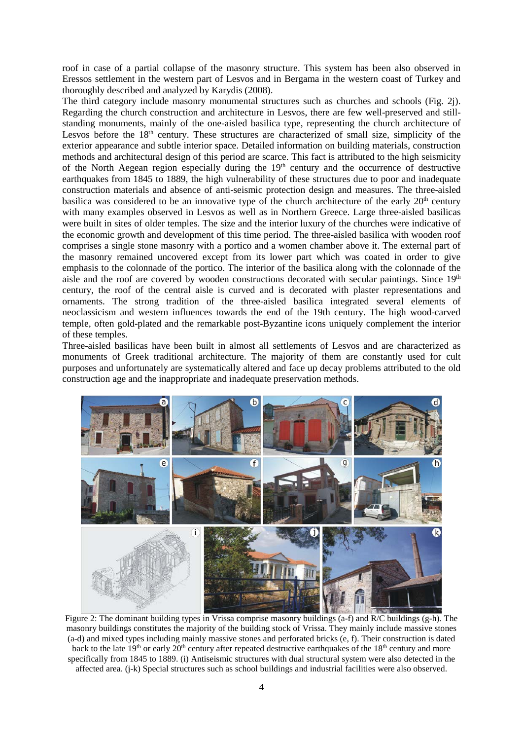roof in case of a partial collapse of the masonry structure. This system has been also observed in Eressos settlement in the western part of Lesvos and in Bergama in the western coast of Turkey and thoroughly described and analyzed by Karydis (2008).

The third category include masonry monumental structures such as churches and schools (Fig. 2j). Regarding the church construction and architecture in Lesvos, there are few well-preserved and still-standing monuments, mainly of the one-aisled basilica type, representing the church architecture of Lesvos before the 18th century. These structures are characterized of small size, simplicity of the exterior appearance and subtle interior space. Detailed information on building materials, construction methods and architectural design of this period are scarce. This fact is attributed to the high seismicity of the North Aegean region especially during the 19th century and the occurrence of destructive earthquakes from 1845 to 1889, the high vulnerability of these structures due to poor and inadequate construction materials and absence of anti-seismic protection design and measures. The three-aisled basilica was considered to be an innovative type of the church architecture of the early 20th century with many examples observed in Lesvos as well as in Northern Greece. Large three-aisled basilicas were built in sites of older temples. The size and the interior luxury of the churches were indicative of the economic growth and development of this time period. The three-aisled basilica with wooden roof comprises a single stone masonry with a portico and a women chamber above it. The external part of the masonry remained uncovered except from its lower part which was coated in order to give emphasis to the colonnade of the portico. The interior of the basilica along with the colonnade of the aisle and the roof are covered by wooden constructions decorated with secular paintings. Since 19th century, the roof of the central aisle is curved and is decorated with plaster representations and ornaments. The strong tradition of the three-aisled basilica integrated several elements of neoclassicism and western influences towards the end of the 19th century. The high wood-carved temple, often gold-plated and the remarkable post-Byzantine icons uniquely complement the interior of these temples.

Three-aisled basilicas have been built in almost all settlements of Lesvos and are characterized as monuments of Greek traditional architecture. The majority of them are constantly used for cult purposes and unfortunately are systematically altered and face up decay problems attributed to the old construction age and the inappropriate and inadequate preservation methods.

Figure 2: The dominant building types in Vrissa comprise masonry buildings (a-f) and R/C buildings (g-h). The masonry buildings constitutes the majority of the building stock of Vrissa. They mainly include massive stones (a-d) and mixed types including mainly massive stones and perforated bricks (e, f). Their construction is dated back to the late 19th or early 20th century after repeated destructive earthquakes of the 18th century and more specifically from 1845 to 1889. (i) Antiseismic structures with dual structural system were also detected in the affected area. (j-k) Special structures such as school buildings and industrial facilities were also observed.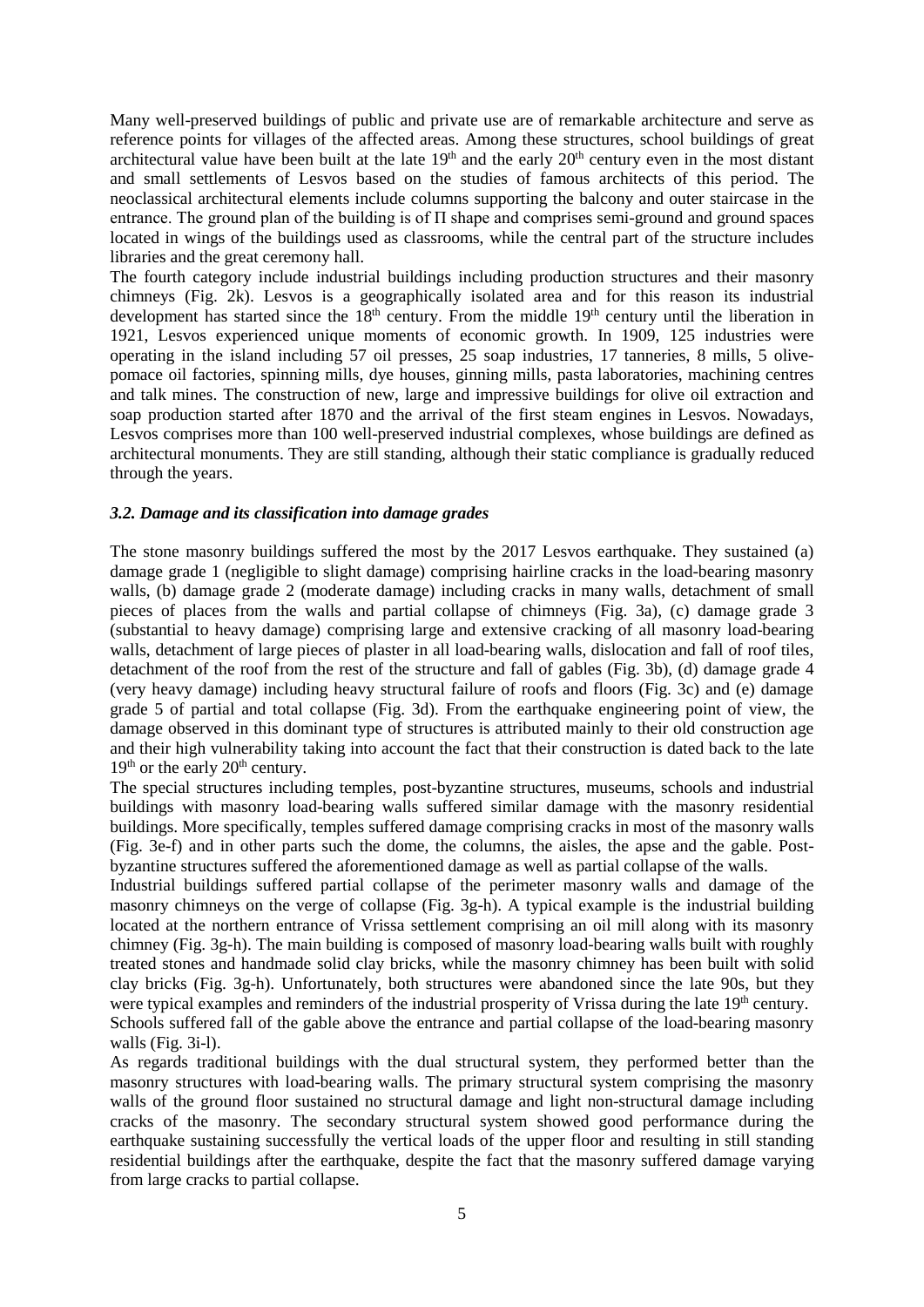Many well-preserved buildings of public and private use are of remarkable architecture and serve as reference points for villages of the affected areas. Among these structures, school buildings of great architectural value have been built at the late 19th and the early 20th century even in the most distant and small settlements of Lesvos based on the studies of famous architects of this period. The neoclassical architectural elements include columns supporting the balcony and outer staircase in the entrance. The ground plan of the building is of Π shape and comprises semi-ground and ground spaces located in wings of the buildings used as classrooms, while the central part of the structure includes libraries and the great ceremony hall.

The fourth category include industrial buildings including production structures and their masonry chimneys (Fig. 2k). Lesvos is a geographically isolated area and for this reason its industrial development has started since the 18th century. From the middle 19th century until the liberation in 1921, Lesvos experienced unique moments of economic growth. In 1909, 125 industries were operating in the island including 57 oil presses, 25 soap industries, 17 tanneries, 8 mills, 5 olive-pomace oil factories, spinning mills, dye houses, ginning mills, pasta laboratories, machining centres and talk mines. The construction of new, large and impressive buildings for olive oil extraction and soap production started after 1870 and the arrival of the first steam engines in Lesvos. Nowadays, Lesvos comprises more than 100 well-preserved industrial complexes, whose buildings are defined as architectural monuments. They are still standing, although their static compliance is gradually reduced through the years.

### *3.2. Damage and its classification into damage grades*

The stone masonry buildings suffered the most by the 2017 Lesvos earthquake. They sustained (a) damage grade 1 (negligible to slight damage) comprising hairline cracks in the load-bearing masonry walls, (b) damage grade 2 (moderate damage) including cracks in many walls, detachment of small pieces of places from the walls and partial collapse of chimneys (Fig. 3a), (c) damage grade 3 (substantial to heavy damage) comprising large and extensive cracking of all masonry load-bearing walls, detachment of large pieces of plaster in all load-bearing walls, dislocation and fall of roof tiles, detachment of the roof from the rest of the structure and fall of gables (Fig. 3b), (d) damage grade 4 (very heavy damage) including heavy structural failure of roofs and floors (Fig. 3c) and (e) damage grade 5 of partial and total collapse (Fig. 3d). From the earthquake engineering point of view, the damage observed in this dominant type of structures is attributed mainly to their old construction age and their high vulnerability taking into account the fact that their construction is dated back to the late 19th or the early 20th century.

The special structures including temples, post-byzantine structures, museums, schools and industrial buildings with masonry load-bearing walls suffered similar damage with the masonry residential buildings. More specifically, temples suffered damage comprising cracks in most of the masonry walls (Fig. 3e-f) and in other parts such the dome, the columns, the aisles, the apse and the gable. Post-byzantine structures suffered the aforementioned damage as well as partial collapse of the walls.

Industrial buildings suffered partial collapse of the perimeter masonry walls and damage of the masonry chimneys on the verge of collapse (Fig. 3g-h). A typical example is the industrial building located at the northern entrance of Vrissa settlement comprising an oil mill along with its masonry chimney (Fig. 3g-h). The main building is composed of masonry load-bearing walls built with roughly treated stones and handmade solid clay bricks, while the masonry chimney has been built with solid clay bricks (Fig. 3g-h). Unfortunately, both structures were abandoned since the late 90s, but they were typical examples and reminders of the industrial prosperity of Vrissa during the late 19th century.

Schools suffered fall of the gable above the entrance and partial collapse of the load-bearing masonry walls (Fig. 3i-l).

As regards traditional buildings with the dual structural system, they performed better than the masonry structures with load-bearing walls. The primary structural system comprising the masonry walls of the ground floor sustained no structural damage and light non-structural damage including cracks of the masonry. The secondary structural system showed good performance during the earthquake sustaining successfully the vertical loads of the upper floor and resulting in still standing residential buildings after the earthquake, despite the fact that the masonry suffered damage varying from large cracks to partial collapse.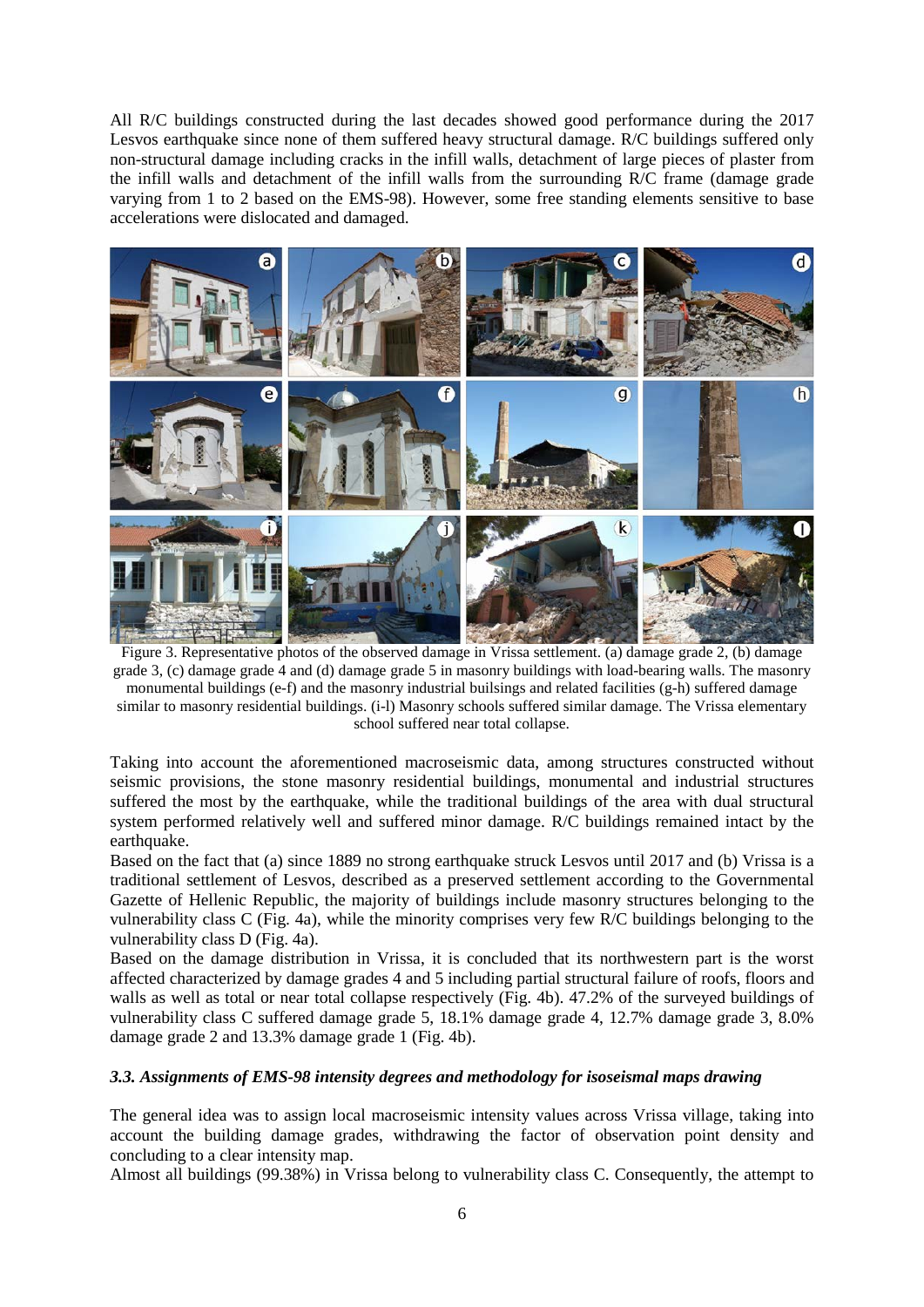All R/C buildings constructed during the last decades showed good performance during the 2017 Lesvos earthquake since none of them suffered heavy structural damage. R/C buildings suffered only non-structural damage including cracks in the infill walls, detachment of large pieces of plaster from the infill walls and detachment of the infill walls from the surrounding R/C frame (damage grade varying from 1 to 2 based on the EMS-98). However, some free standing elements sensitive to base accelerations were dislocated and damaged.

Figure 3. Representative photos of the observed damage in Vrissa settlement. (a) damage grade 2, (b) damage grade 3, (c) damage grade 4 and (d) damage grade 5 in masonry buildings with load-bearing walls. The masonry monumental buildings (e-f) and the masonry industrial builsings and related facilities (g-h) suffered damage similar to masonry residential buildings. (i-l) Masonry schools suffered similar damage. The Vrissa elementary school suffered near total collapse.

Taking into account the aforementioned macroseismic data, among structures constructed without seismic provisions, the stone masonry residential buildings, monumental and industrial structures suffered the most by the earthquake, while the traditional buildings of the area with dual structural system performed relatively well and suffered minor damage. R/C buildings remained intact by the earthquake.

Based on the fact that (a) since 1889 no strong earthquake struck Lesvos until 2017 and (b) Vrissa is a traditional settlement of Lesvos, described as a preserved settlement according to the Governmental Gazette of Hellenic Republic, the majority of buildings include masonry structures belonging to the vulnerability class C (Fig. 4a), while the minority comprises very few R/C buildings belonging to the vulnerability class D (Fig. 4a).

Based on the damage distribution in Vrissa, it is concluded that its northwestern part is the worst affected characterized by damage grades 4 and 5 including partial structural failure of roofs, floors and walls as well as total or near total collapse respectively (Fig. 4b). 47.2% of the surveyed buildings of vulnerability class C suffered damage grade 5, 18.1% damage grade 4, 12.7% damage grade 3, 8.0% damage grade 2 and 13.3% damage grade 1 (Fig. 4b).

### *3.3. Assignments of EMS-98 intensity degrees and methodology for isoseismal maps drawing*

The general idea was to assign local macroseismic intensity values across Vrissa village, taking into account the building damage grades, withdrawing the factor of observation point density and concluding to a clear intensity map.

Almost all buildings (99.38%) in Vrissa belong to vulnerability class C. Consequently, the attempt to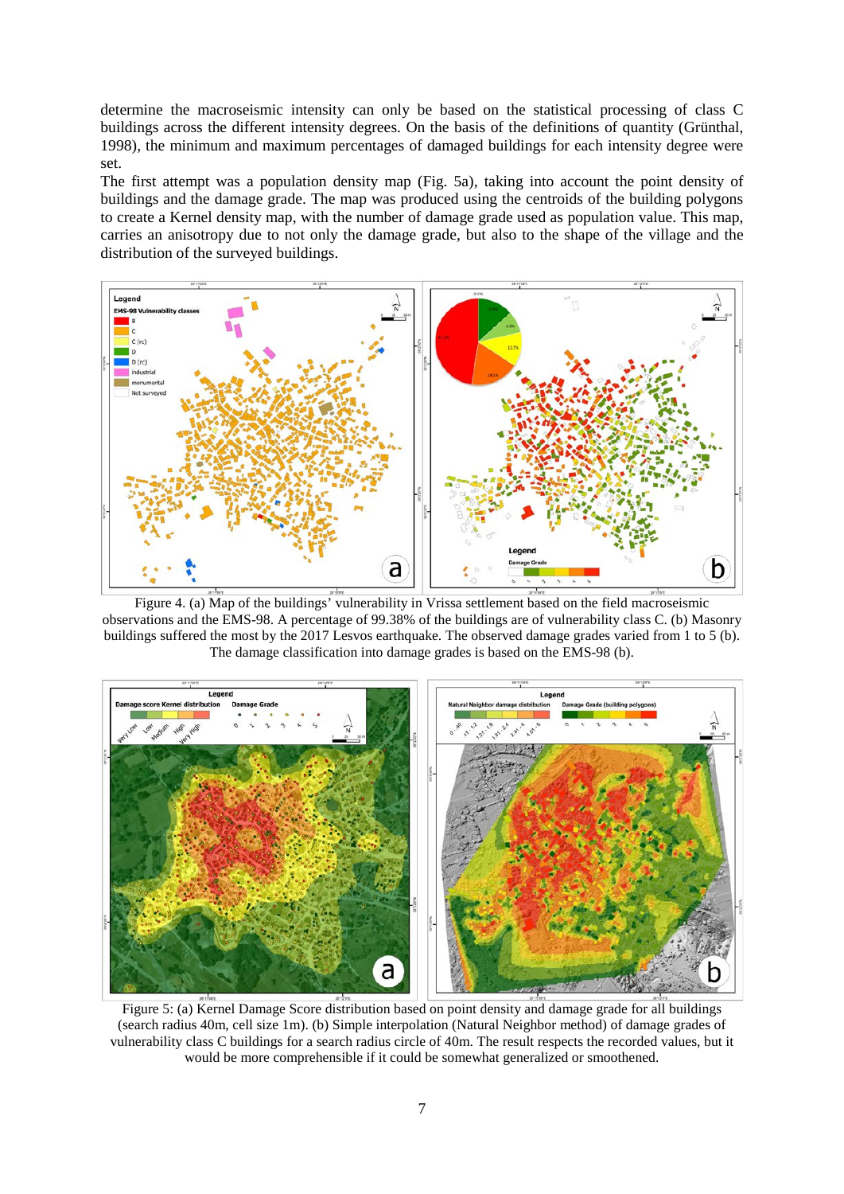determine the macroseismic intensity can only be based on the statistical processing of class C buildings across the different intensity degrees. On the basis of the definitions of quantity (Grünthal, 1998), the minimum and maximum percentages of damaged buildings for each intensity degree were set.

The first attempt was a population density map (Fig. 5a), taking into account the point density of buildings and the damage grade. The map was produced using the centroids of the building polygons to create a Kernel density map, with the number of damage grade used as population value. This map, carries an anisotropy due to not only the damage grade, but also to the shape of the village and the distribution of the surveyed buildings.

Figure 4. (a) Map of the buildings' vulnerability in Vrissa settlement based on the field macroseismic observations and the EMS-98. A percentage of 99.38% of the buildings are of vulnerability class C. (b) Masonry buildings suffered the most by the 2017 Lesvos earthquake. The observed damage grades varied from 1 to 5 (b). The damage classification into damage grades is based on the EMS-98 (b).

Figure 5: (a) Kernel Damage Score distribution based on point density and damage grade for all buildings (search radius 40m, cell size 1m). (b) Simple interpolation (Natural Neighbor method) of damage grades of vulnerability class C buildings for a search radius circle of 40m. The result respects the recorded values, but it would be more comprehensible if it could be somewhat generalized or smoothened.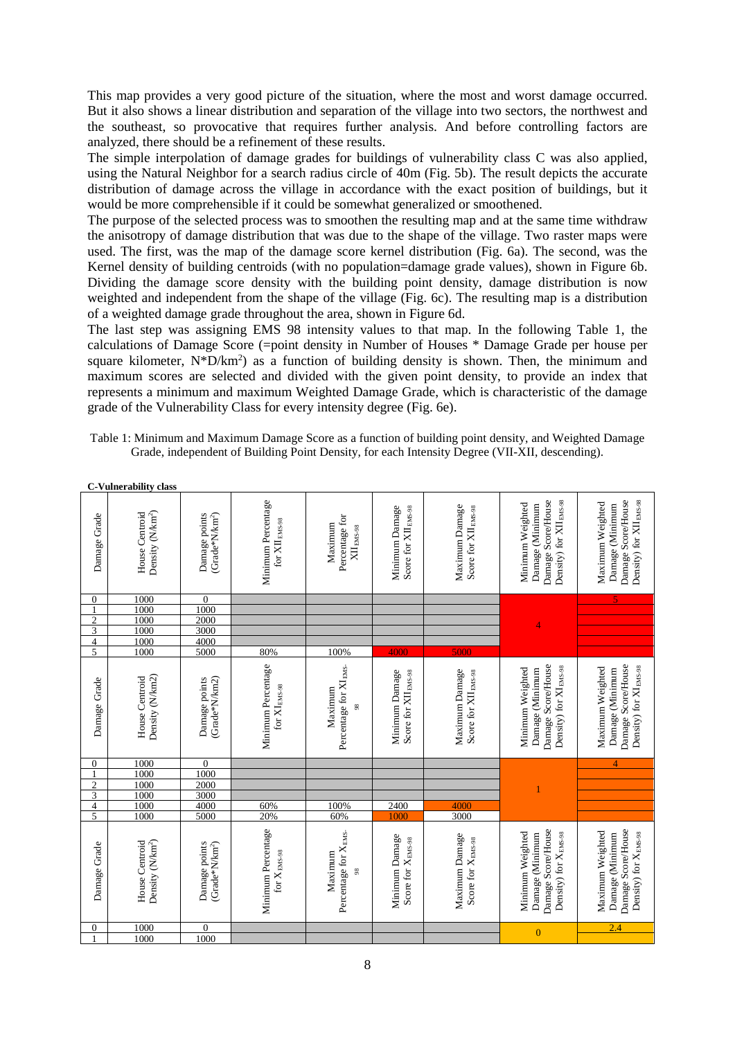This map provides a very good picture of the situation, where the most and worst damage occurred. But it also shows a linear distribution and separation of the village into two sectors, the northwest and the southeast, so provocative that requires further analysis. And before controlling factors are analyzed, there should be a refinement of these results.

The simple interpolation of damage grades for buildings of vulnerability class C was also applied, using the Natural Neighbor for a search radius circle of 40m (Fig. 5b). The result depicts the accurate distribution of damage across the village in accordance with the exact position of buildings, but it would be more comprehensible if it could be somewhat generalized or smoothened.

The purpose of the selected process was to smoothen the resulting map and at the same time withdraw the anisotropy of damage distribution that was due to the shape of the village. Two raster maps were used. The first, was the map of the damage score kernel distribution (Fig. 6a). The second, was the Kernel density of building centroids (with no population=damage grade values), shown in Figure 6b. Dividing the damage score density with the building point density, damage distribution is now weighted and independent from the shape of the village (Fig. 6c). The resulting map is a distribution of a weighted damage grade throughout the area, shown in Figure 6d.

The last step was assigning EMS 98 intensity values to that map. In the following Table 1, the calculations of Damage Score (=point density in Number of Houses * Damage Grade per house per square kilometer, N*D/km$^2$) as a function of building density is shown. Then, the minimum and maximum scores are selected and divided with the given point density, to provide an index that represents a minimum and maximum Weighted Damage Grade, which is characteristic of the damage grade of the Vulnerability Class for every intensity degree (Fig. 6e).

Table 1: Minimum and Maximum Damage Score as a function of building point density, and Weighted Damage Grade, independent of Building Point Density, for each Intensity Degree (VII-XII, descending).

**C-Vulnerability class**

| Damage Grade | House Centroid Density (N/km$^2$) | Damage points (Grade*N/km$^2$) | Minimum Percentage for $XII_{EMS-98}$ | Maximum Percentage for $XII_{EMS-98}$ | Minimum Damage Score for $XII_{EMS-98}$ | Maximum Damage Score for $XII_{EMS-98}$ | Minimum Weighted Damage (Minimum Damage Score/House Density) for $XII_{EMS-98}$ | Maximum Weighted Damage (Minimum Damage Score/House Density) for $XII_{EMS-98}$ |
|---|---|---|---|---|---|---|---|---|
| 0 | 1000 | 0 | | | | | 4 | 5 |
| 1 | 1000 | 1000 | | | | | | |
| 2 | 1000 | 2000 | | | | | | |
| 3 | 1000 | 3000 | | | | | | |
| 4 | 1000 | 4000 | | | | | | |
| 5 | 1000 | 5000 | 80% | 100% | 4000 | 5000 | | |
| **Damage Grade** | **House Centroid Density (N/km2)** | **Damage points (Grade*N/km2)** | **Minimum Percentage for $XI_{EMS-98}$** | **Maximum Percentage for $XI_{EMS-98}$** | **Minimum Damage Score for $XII_{EMS-98}$** | **Maximum Damage Score for $XII_{EMS-98}$** | **Minimum Weighted Damage (Minimum Damage Score/House Density) for $XI_{EMS-98}$** | **Maximum Weighted Damage (Minimum Damage Score/House Density) for $XI_{EMS-98}$** |
| 0 | 1000 | 0 | | | | | 1 | 4 |
| 1 | 1000 | 1000 | | | | | | |
| 2 | 1000 | 2000 | | | | | | |
| 3 | 1000 | 3000 | | | | | | |
| 4 | 1000 | 4000 | 60% | 100% | 2400 | 4000 | | |
| 5 | 1000 | 5000 | 20% | 60% | 1000 | 3000 | | |
| **Damage Grade** | **House Centroid Density (N/km$^2$)** | **Damage points (Grade*N/km$^2$)** | **Minimum Percentage for $X_{EMS-98}$** | **Maximum Percentage for $X_{EMS-98}$** | **Minimum Damage Score for $X_{EMS-98}$** | **Maximum Damage Score for $X_{EMS-98}$** | **Minimum Weighted Damage (Minimum Damage Score/House Density) for $X_{EMS-98}$** | **Maximum Weighted Damage (Minimum Damage Score/House Density) for $X_{EMS-98}$** |
| 0 | 1000 | 0 | | | | | 0 | 2.4 |
| 1 | 1000 | 1000 | | | | | | |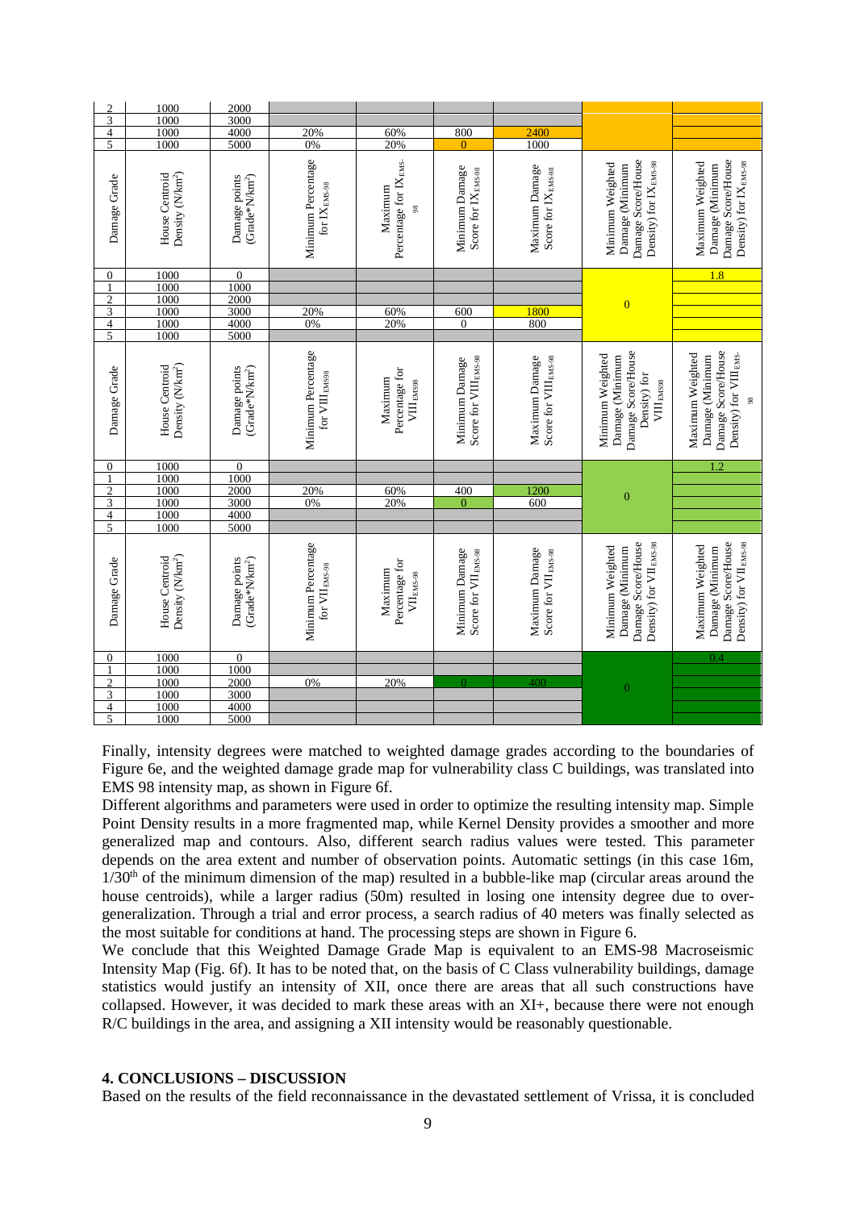| 2 | 1000 | 2000 | | | | | | |
|---|---|---|---|---|---|---|---|---|
| 3 | 1000 | 3000 | | | | | | |
| 4 | 1000 | 4000 | 20% | 60% | 800 | 2400 | | |
| 5 | 1000 | 5000 | 0% | 20% | 0 | 1000 | | |

| Damage Grade | House Centroid Density (N/km²) | Damage points (Grade*N/km²) | Minimum Percentage for $IX_{EMS-98}$ | Maximum Percentage for $IX_{EMS-98}$ | Minimum Damage Score for $IX_{EMS-98}$ | Maximum Damage Score for $IX_{EMS-98}$ | Minimum Weighted Damage (Minimum Damage Score/House Density) for $IX_{EMS-98}$ | Maximum Weighted Damage (Minimum Damage Score/House Density) for $IX_{EMS-98}$ |
|---|---|---|---|---|---|---|---|---|
| 0 | 1000 | 0 | | | | | 0 | 1.8 |
| 1 | 1000 | 1000 | | | | | | |
| 2 | 1000 | 2000 | | | | | | |
| 3 | 1000 | 3000 | 20% | 60% | 600 | 1800 | | |
| 4 | 1000 | 4000 | 0% | 20% | 0 | 800 | | |
| 5 | 1000 | 5000 | | | | | | |

| Damage Grade | House Centroid Density (N/km²) | Damage points (Grade*N/km²) | Minimum Percentage for $VIII_{EMS98}$ | Maximum Percentage for $VIII_{EMS98}$ | Minimum Damage Score for $VIII_{EMS-98}$ | Maximum Damage Score for $VIII_{EMS-98}$ | Minimum Weighted Damage (Minimum Damage Score/House Density) for $VIII_{EMS98}$ | Maximum Weighted Damage (Minimum Damage Score/House Density) for $VIII_{EMS-98}$ |
|---|---|---|---|---|---|---|---|---|
| 0 | 1000 | 0 | | | | | 0 | 1.2 |
| 1 | 1000 | 1000 | | | | | | |
| 2 | 1000 | 2000 | 20% | 60% | 400 | 1200 | | |
| 3 | 1000 | 3000 | 0% | 20% | 0 | 600 | | |
| 4 | 1000 | 4000 | | | | | | |
| 5 | 1000 | 5000 | | | | | | |

| Damage Grade | House Centroid Density (N/km²) | Damage points (Grade*N/km²) | Minimum Percentage for $VII_{EMS-98}$ | Maximum Percentage for $VII_{EMS-98}$ | Minimum Damage Score for $VII_{EMS-98}$ | Maximum Damage Score for $VII_{EMS-98}$ | Minimum Weighted Damage (Minimum Damage Score/House Density) for $VII_{EMS-98}$ | Maximum Weighted Damage (Minimum Damage Score/House Density) for $VII_{EMS-98}$ |
|---|---|---|---|---|---|---|---|---|
| 0 | 1000 | 0 | | | | | 0 | 0.4 |
| 1 | 1000 | 1000 | | | | | | |
| 2 | 1000 | 2000 | 0% | 20% | 0 | 400 | | |
| 3 | 1000 | 3000 | | | | | | |
| 4 | 1000 | 4000 | | | | | | |
| 5 | 1000 | 5000 | | | | | | |

Finally, intensity degrees were matched to weighted damage grades according to the boundaries of Figure 6e, and the weighted damage grade map for vulnerability class C buildings, was translated into EMS 98 intensity map, as shown in Figure 6f.

Different algorithms and parameters were used in order to optimize the resulting intensity map. Simple Point Density results in a more fragmented map, while Kernel Density provides a smoother and more generalized map and contours. Also, different search radius values were tested. This parameter depends on the area extent and number of observation points. Automatic settings (in this case 16m, 1/30th of the minimum dimension of the map) resulted in a bubble-like map (circular areas around the house centroids), while a larger radius (50m) resulted in losing one intensity degree due to over-generalization. Through a trial and error process, a search radius of 40 meters was finally selected as the most suitable for conditions at hand. The processing steps are shown in Figure 6.

We conclude that this Weighted Damage Grade Map is equivalent to an EMS-98 Macroseismic Intensity Map (Fig. 6f). It has to be noted that, on the basis of C Class vulnerability buildings, damage statistics would justify an intensity of XII, once there are areas that all such constructions have collapsed. However, it was decided to mark these areas with an XI+, because there were not enough R/C buildings in the area, and assigning a XII intensity would be reasonably questionable.

## 4. CONCLUSIONS – DISCUSSION

Based on the results of the field reconnaissance in the devastated settlement of Vrissa, it is concluded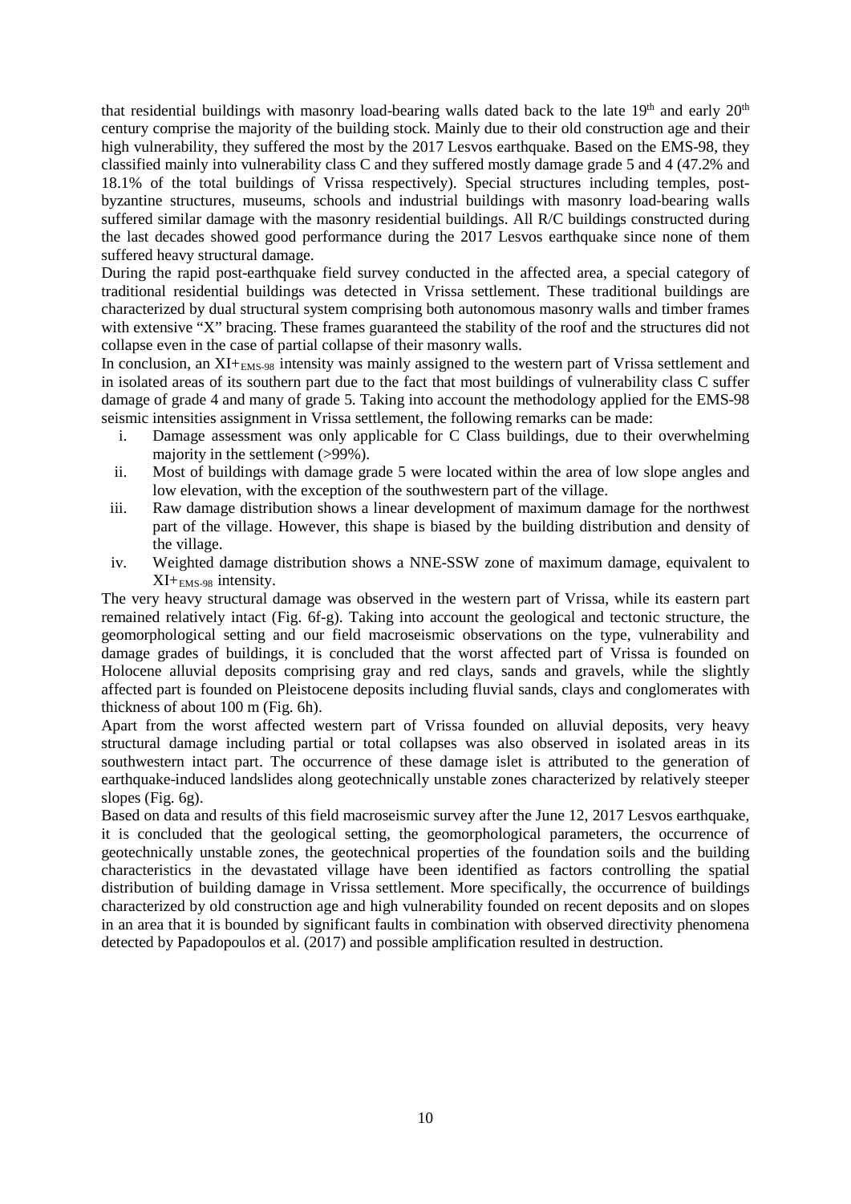that residential buildings with masonry load-bearing walls dated back to the late 19th and early 20th century comprise the majority of the building stock. Mainly due to their old construction age and their high vulnerability, they suffered the most by the 2017 Lesvos earthquake. Based on the EMS-98, they classified mainly into vulnerability class C and they suffered mostly damage grade 5 and 4 (47.2% and 18.1% of the total buildings of Vrissa respectively). Special structures including temples, post-byzantine structures, museums, schools and industrial buildings with masonry load-bearing walls suffered similar damage with the masonry residential buildings. All R/C buildings constructed during the last decades showed good performance during the 2017 Lesvos earthquake since none of them suffered heavy structural damage.

During the rapid post-earthquake field survey conducted in the affected area, a special category of traditional residential buildings was detected in Vrissa settlement. These traditional buildings are characterized by dual structural system comprising both autonomous masonry walls and timber frames with extensive "X" bracing. These frames guaranteed the stability of the roof and the structures did not collapse even in the case of partial collapse of their masonry walls.

In conclusion, an $XI+_{EMS\text{-}98}$ intensity was mainly assigned to the western part of Vrissa settlement and in isolated areas of its southern part due to the fact that most buildings of vulnerability class C suffer damage of grade 4 and many of grade 5. Taking into account the methodology applied for the EMS-98 seismic intensities assignment in Vrissa settlement, the following remarks can be made:

i. Damage assessment was only applicable for C Class buildings, due to their overwhelming majority in the settlement (>99%).
ii. Most of buildings with damage grade 5 were located within the area of low slope angles and low elevation, with the exception of the southwestern part of the village.
iii. Raw damage distribution shows a linear development of maximum damage for the northwest part of the village. However, this shape is biased by the building distribution and density of the village.
iv. Weighted damage distribution shows a NNE-SSW zone of maximum damage, equivalent to $XI+_{EMS\text{-}98}$ intensity.

The very heavy structural damage was observed in the western part of Vrissa, while its eastern part remained relatively intact (Fig. 6f-g). Taking into account the geological and tectonic structure, the geomorphological setting and our field macroseismic observations on the type, vulnerability and damage grades of buildings, it is concluded that the worst affected part of Vrissa is founded on Holocene alluvial deposits comprising gray and red clays, sands and gravels, while the slightly affected part is founded on Pleistocene deposits including fluvial sands, clays and conglomerates with thickness of about 100 m (Fig. 6h).

Apart from the worst affected western part of Vrissa founded on alluvial deposits, very heavy structural damage including partial or total collapses was also observed in isolated areas in its southwestern intact part. The occurrence of these damage islet is attributed to the generation of earthquake-induced landslides along geotechnically unstable zones characterized by relatively steeper slopes (Fig. 6g).

Based on data and results of this field macroseismic survey after the June 12, 2017 Lesvos earthquake, it is concluded that the geological setting, the geomorphological parameters, the occurrence of geotechnically unstable zones, the geotechnical properties of the foundation soils and the building characteristics in the devastated village have been identified as factors controlling the spatial distribution of building damage in Vrissa settlement. More specifically, the occurrence of buildings characterized by old construction age and high vulnerability founded on recent deposits and on slopes in an area that it is bounded by significant faults in combination with observed directivity phenomena detected by Papadopoulos et al. (2017) and possible amplification resulted in destruction.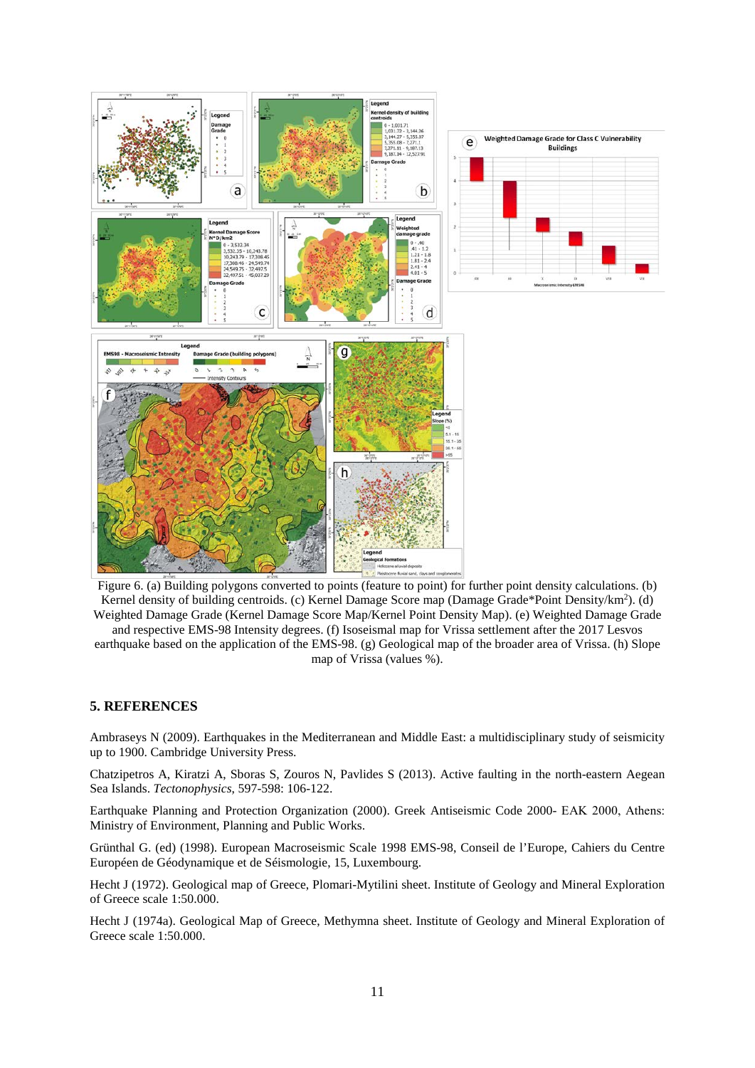Figure 6. (a) Building polygons converted to points (feature to point) for further point density calculations. (b) Kernel density of building centroids. (c) Kernel Damage Score map (Damage Grade*Point Density/km$^2$). (d) Weighted Damage Grade (Kernel Damage Score Map/Kernel Point Density Map). (e) Weighted Damage Grade and respective EMS-98 Intensity degrees. (f) Isoseismal map for Vrissa settlement after the 2017 Lesvos earthquake based on the application of the EMS-98. (g) Geological map of the broader area of Vrissa. (h) Slope map of Vrissa (values %).

## 5. REFERENCES

Ambraseys N (2009). Earthquakes in the Mediterranean and Middle East: a multidisciplinary study of seismicity up to 1900. Cambridge University Press.

Chatzipetros A, Kiratzi A, Sboras S, Zouros N, Pavlides S (2013). Active faulting in the north-eastern Aegean Sea Islands. *Tectonophysics*, 597-598: 106-122.

Earthquake Planning and Protection Organization (2000). Greek Antiseismic Code 2000- EAK 2000, Athens: Ministry of Environment, Planning and Public Works.

Grünthal G. (ed) (1998). European Macroseismic Scale 1998 EMS-98, Conseil de l'Europe, Cahiers du Centre Européen de Géodynamique et de Séismologie, 15, Luxembourg.

Hecht J (1972). Geological map of Greece, Plomari-Mytilini sheet. Institute of Geology and Mineral Exploration of Greece scale 1:50.000.

Hecht J (1974a). Geological Map of Greece, Methymna sheet. Institute of Geology and Mineral Exploration of Greece scale 1:50.000.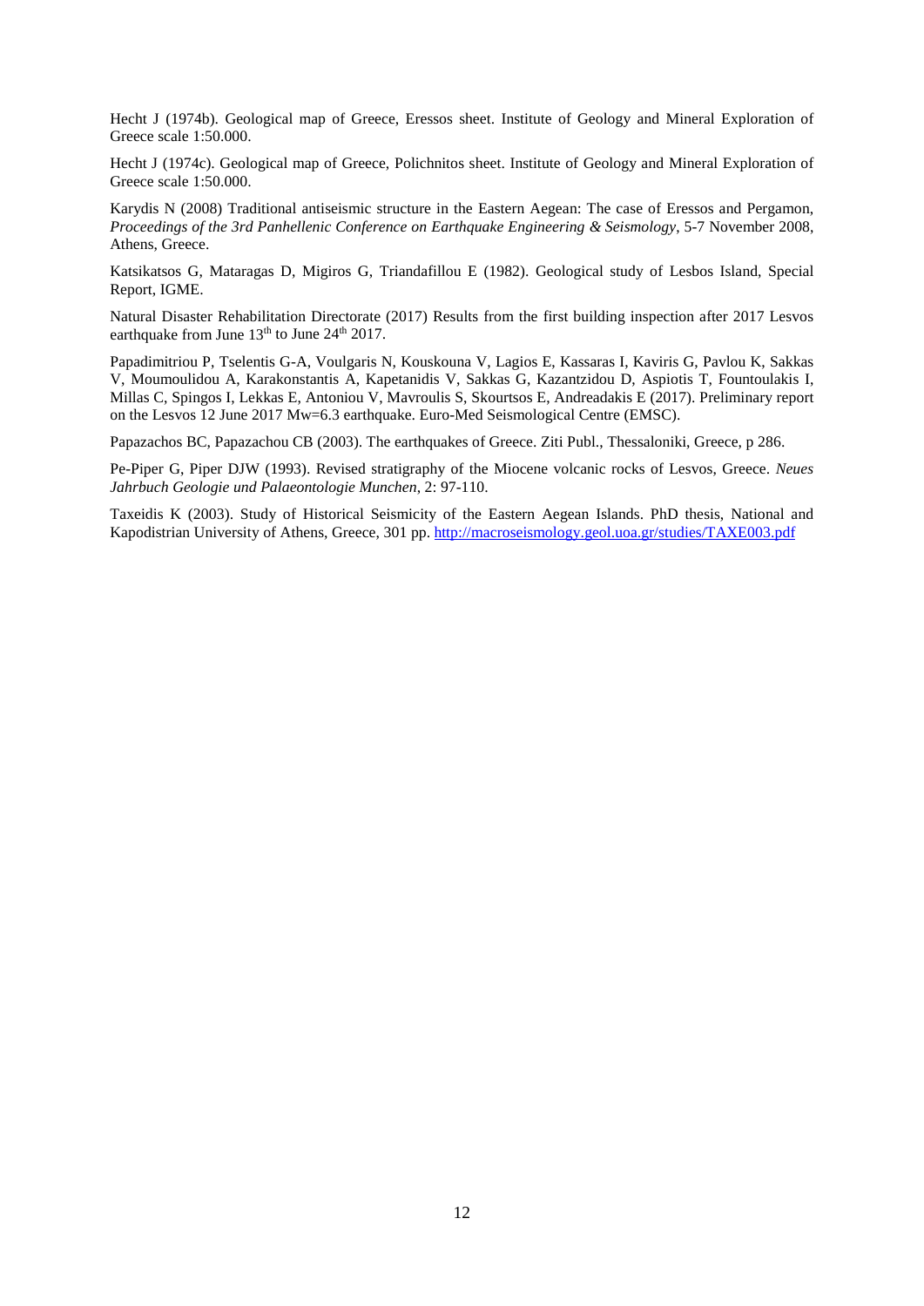Hecht J (1974b). Geological map of Greece, Eressos sheet. Institute of Geology and Mineral Exploration of Greece scale 1:50.000.

Hecht J (1974c). Geological map of Greece, Polichnitos sheet. Institute of Geology and Mineral Exploration of Greece scale 1:50.000.

Karydis N (2008) Traditional antiseismic structure in the Eastern Aegean: The case of Eressos and Pergamon, *Proceedings of the 3rd Panhellenic Conference on Earthquake Engineering & Seismology*, 5-7 November 2008, Athens, Greece.

Katsikatsos G, Mataragas D, Migiros G, Triandafillou E (1982). Geological study of Lesbos Island, Special Report, IGME.

Natural Disaster Rehabilitation Directorate (2017) Results from the first building inspection after 2017 Lesvos earthquake from June 13th to June 24th 2017.

Papadimitriou P, Tselentis G-A, Voulgaris N, Kouskouna V, Lagios E, Kassaras I, Kaviris G, Pavlou K, Sakkas V, Moumoulidou A, Karakonstantis A, Kapetanidis V, Sakkas G, Kazantzidou D, Aspiotis T, Fountoulakis I, Millas C, Spingos I, Lekkas E, Antoniou V, Mavroulis S, Skourtsos E, Andreadakis E (2017). Preliminary report on the Lesvos 12 June 2017 Mw=6.3 earthquake. Euro-Med Seismological Centre (EMSC).

Papazachos BC, Papazachou CB (2003). The earthquakes of Greece. Ziti Publ., Thessaloniki, Greece, p 286.

Pe-Piper G, Piper DJW (1993). Revised stratigraphy of the Miocene volcanic rocks of Lesvos, Greece. *Neues Jahrbuch Geologie und Palaeontologie Munchen*, 2: 97-110.

Taxeidis K (2003). Study of Historical Seismicity of the Eastern Aegean Islands. PhD thesis, National and Kapodistrian University of Athens, Greece, 301 pp. http://macroseismology.geol.uoa.gr/studies/TAXE003.pdf